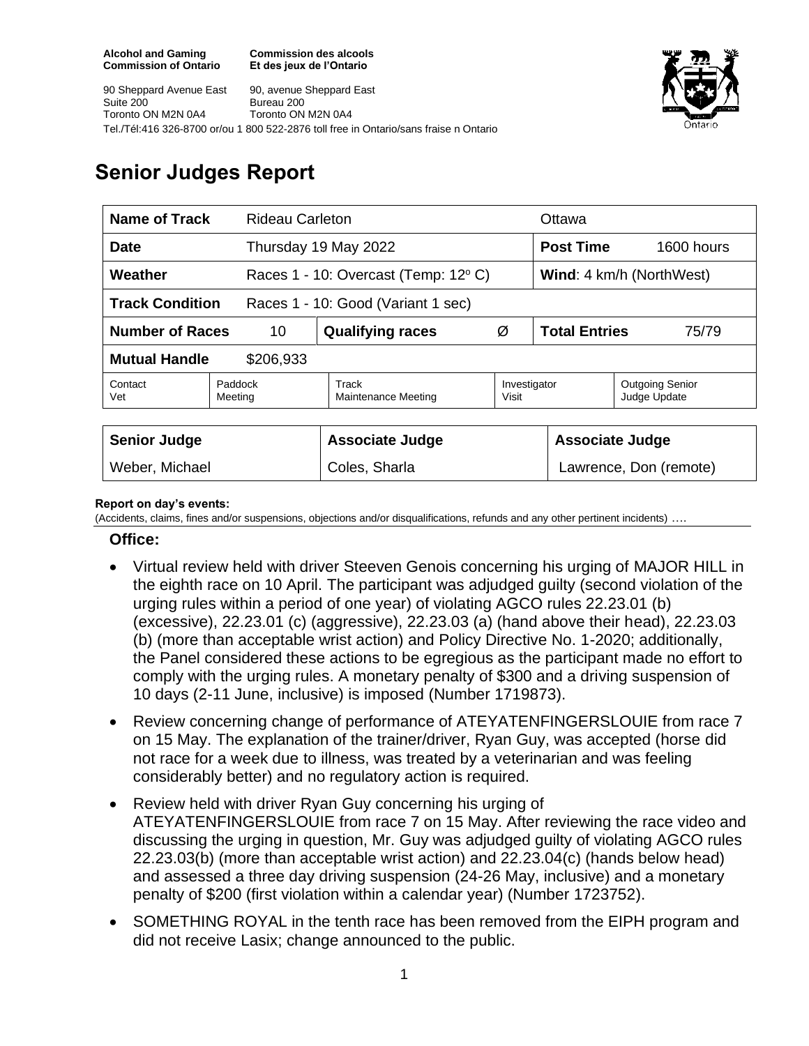**Alcohol and Gaming Commission of Ontario**
**Commission des alcools Et des jeux de l'Ontario**

90 Sheppard Avenue East
Suite 200
Toronto ON M2N 0A4

90, avenue Sheppard East
Bureau 200
Toronto ON M2N 0A4

Tel./Tél:416 326-8700 or/ou 1 800 522-2876 toll free in Ontario/sans fraise n Ontario

# Senior Judges Report

| **Name of Track** | Rideau Carleton | | | Ottawa | |
|---|---|---|---|---|---|
| **Date** | Thursday 19 May 2022 | | | **Post Time** | 1600 hours |
| **Weather** | Races 1 - 10: Overcast (Temp: 12° C) | | | **Wind**: 4 km/h (NorthWest) | |
| **Track Condition** | Races 1 - 10: Good (Variant 1 sec) | | | | |
| **Number of Races** | 10 | **Qualifying races** | Ø | **Total Entries** | 75/79 |
| **Mutual Handle** | $206,933 | | | | |
| Contact Vet | Paddock Meeting | Track Maintenance Meeting | Investigator Visit | Outgoing Senior Judge Update | |

| **Senior Judge** | **Associate Judge** | **Associate Judge** |
|---|---|---|
| Weber, Michael | Coles, Sharla | Lawrence, Don (remote) |

**Report on day's events:**
(Accidents, claims, fines and/or suspensions, objections and/or disqualifications, refunds and any other pertinent incidents) ….

### Office:

- Virtual review held with driver Steeven Genois concerning his urging of MAJOR HILL in the eighth race on 10 April. The participant was adjudged guilty (second violation of the urging rules within a period of one year) of violating AGCO rules 22.23.01 (b) (excessive), 22.23.01 (c) (aggressive), 22.23.03 (a) (hand above their head), 22.23.03 (b) (more than acceptable wrist action) and Policy Directive No. 1-2020; additionally, the Panel considered these actions to be egregious as the participant made no effort to comply with the urging rules. A monetary penalty of $300 and a driving suspension of 10 days (2-11 June, inclusive) is imposed (Number 1719873).
- Review concerning change of performance of ATEYATENFINGERSLOUIE from race 7 on 15 May. The explanation of the trainer/driver, Ryan Guy, was accepted (horse did not race for a week due to illness, was treated by a veterinarian and was feeling considerably better) and no regulatory action is required.
- Review held with driver Ryan Guy concerning his urging of ATEYATENFINGERSLOUIE from race 7 on 15 May. After reviewing the race video and discussing the urging in question, Mr. Guy was adjudged guilty of violating AGCO rules 22.23.03(b) (more than acceptable wrist action) and 22.23.04(c) (hands below head) and assessed a three day driving suspension (24-26 May, inclusive) and a monetary penalty of $200 (first violation within a calendar year) (Number 1723752).
- SOMETHING ROYAL in the tenth race has been removed from the EIPH program and did not receive Lasix; change announced to the public.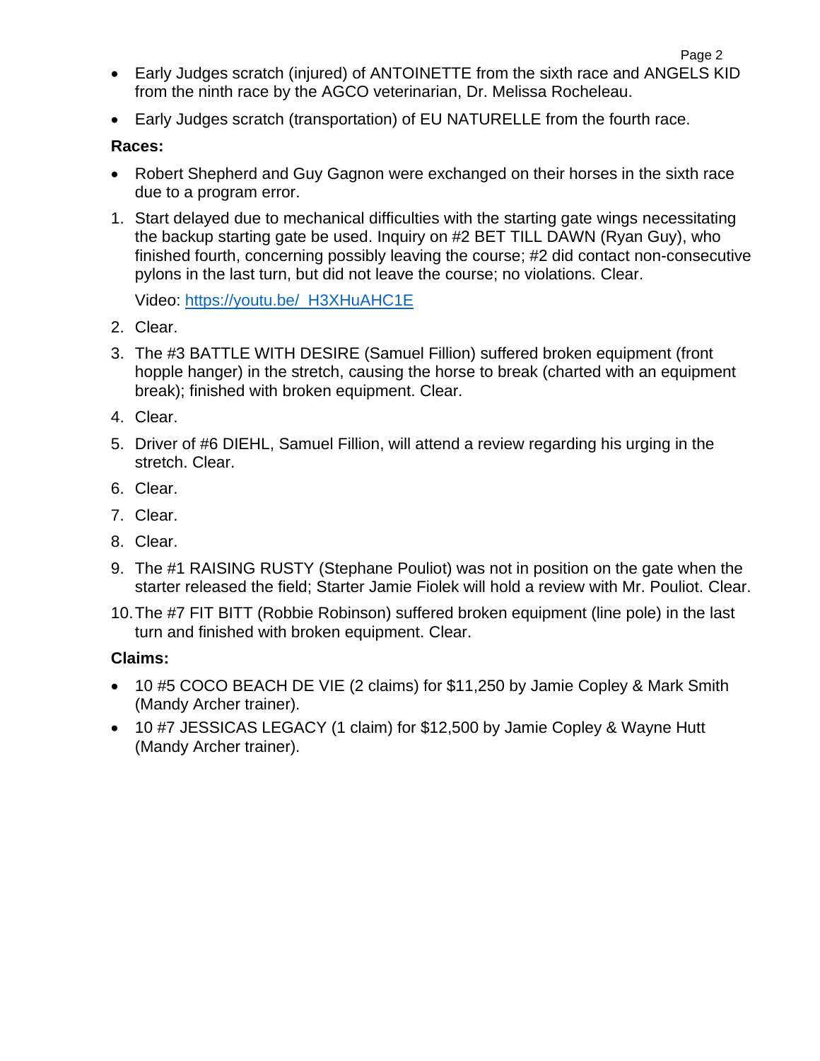- Early Judges scratch (injured) of ANTOINETTE from the sixth race and ANGELS KID from the ninth race by the AGCO veterinarian, Dr. Melissa Rocheleau.
- Early Judges scratch (transportation) of EU NATURELLE from the fourth race.

**Races:**

- Robert Shepherd and Guy Gagnon were exchanged on their horses in the sixth race due to a program error.

1. Start delayed due to mechanical difficulties with the starting gate wings necessitating the backup starting gate be used. Inquiry on #2 BET TILL DAWN (Ryan Guy), who finished fourth, concerning possibly leaving the course; #2 did contact non-consecutive pylons in the last turn, but did not leave the course; no violations. Clear.

   Video: [https://youtu.be/_H3XHuAHC1E](https://youtu.be/_H3XHuAHC1E)
2. Clear.
3. The #3 BATTLE WITH DESIRE (Samuel Fillion) suffered broken equipment (front hopple hanger) in the stretch, causing the horse to break (charted with an equipment break); finished with broken equipment. Clear.
4. Clear.
5. Driver of #6 DIEHL, Samuel Fillion, will attend a review regarding his urging in the stretch. Clear.
6. Clear.
7. Clear.
8. Clear.
9. The #1 RAISING RUSTY (Stephane Pouliot) was not in position on the gate when the starter released the field; Starter Jamie Fiolek will hold a review with Mr. Pouliot. Clear.
10. The #7 FIT BITT (Robbie Robinson) suffered broken equipment (line pole) in the last turn and finished with broken equipment. Clear.

**Claims:**

- 10 #5 COCO BEACH DE VIE (2 claims) for $11,250 by Jamie Copley & Mark Smith (Mandy Archer trainer).
- 10 #7 JESSICAS LEGACY (1 claim) for $12,500 by Jamie Copley & Wayne Hutt (Mandy Archer trainer).